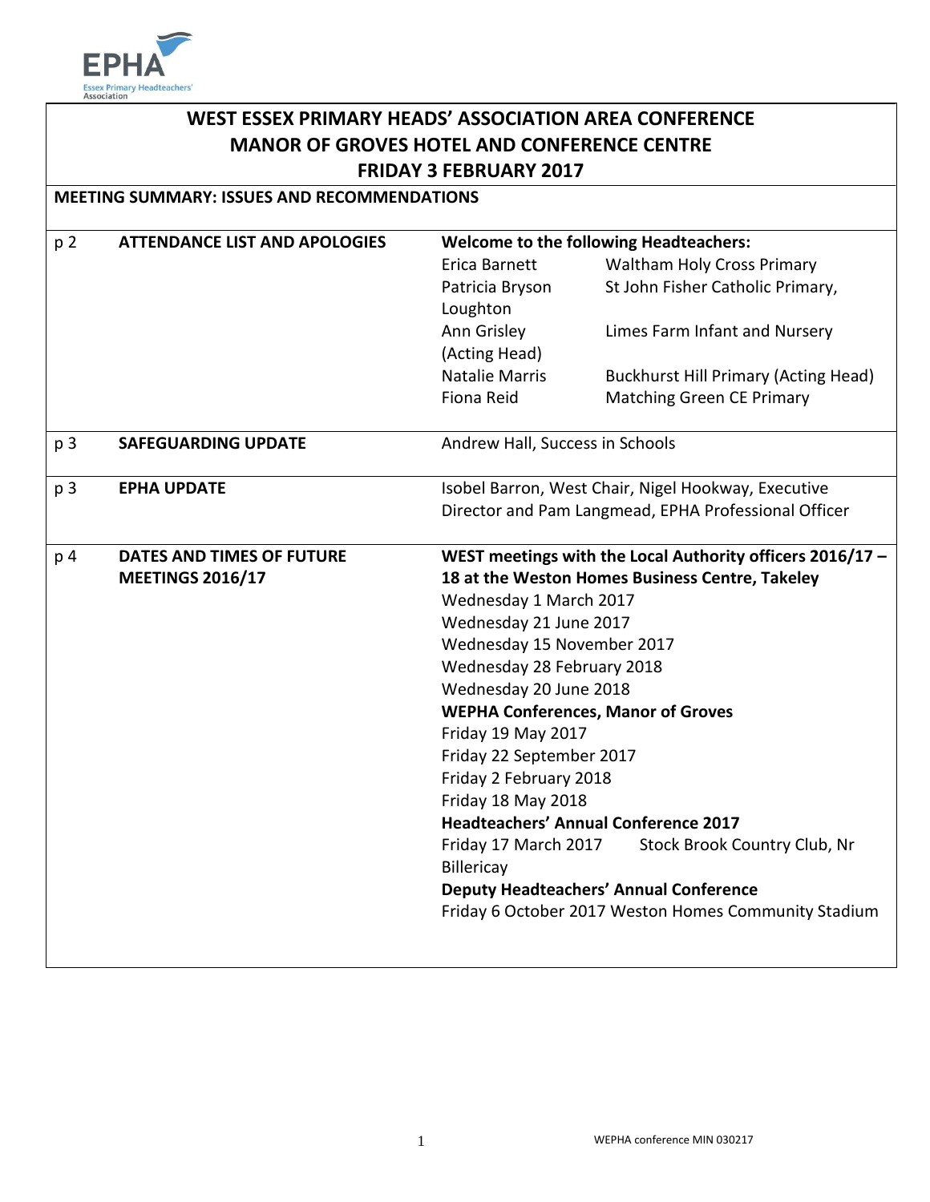# WEST ESSEX PRIMARY HEADS' ASSOCIATION AREA CONFERENCE
## MANOR OF GROVES HOTEL AND CONFERENCE CENTRE
## FRIDAY 3 FEBRUARY 2017

**MEETING SUMMARY: ISSUES AND RECOMMENDATIONS**

| | | |
|---|---|---|
| p 2 | **ATTENDANCE LIST AND APOLOGIES** | **Welcome to the following Headteachers:**<br>Erica Barnett — Waltham Holy Cross Primary<br>Patricia Bryson — St John Fisher Catholic Primary, Loughton<br>Ann Grisley (Acting Head) — Limes Farm Infant and Nursery<br>Natalie Marris — Buckhurst Hill Primary (Acting Head)<br>Fiona Reid — Matching Green CE Primary |
| p 3 | **SAFEGUARDING UPDATE** | Andrew Hall, Success in Schools |
| p 3 | **EPHA UPDATE** | Isobel Barron, West Chair, Nigel Hookway, Executive Director and Pam Langmead, EPHA Professional Officer |
| p 4 | **DATES AND TIMES OF FUTURE MEETINGS 2016/17** | **WEST meetings with the Local Authority officers 2016/17 – 18 at the Weston Homes Business Centre, Takeley**<br>Wednesday 1 March 2017<br>Wednesday 21 June 2017<br>Wednesday 15 November 2017<br>Wednesday 28 February 2018<br>Wednesday 20 June 2018<br>**WEPHA Conferences, Manor of Groves**<br>Friday 19 May 2017<br>Friday 22 September 2017<br>Friday 2 February 2018<br>Friday 18 May 2018<br>**Headteachers' Annual Conference 2017**<br>Friday 17 March 2017 Stock Brook Country Club, Nr Billericay<br>**Deputy Headteachers' Annual Conference**<br>Friday 6 October 2017 Weston Homes Community Stadium |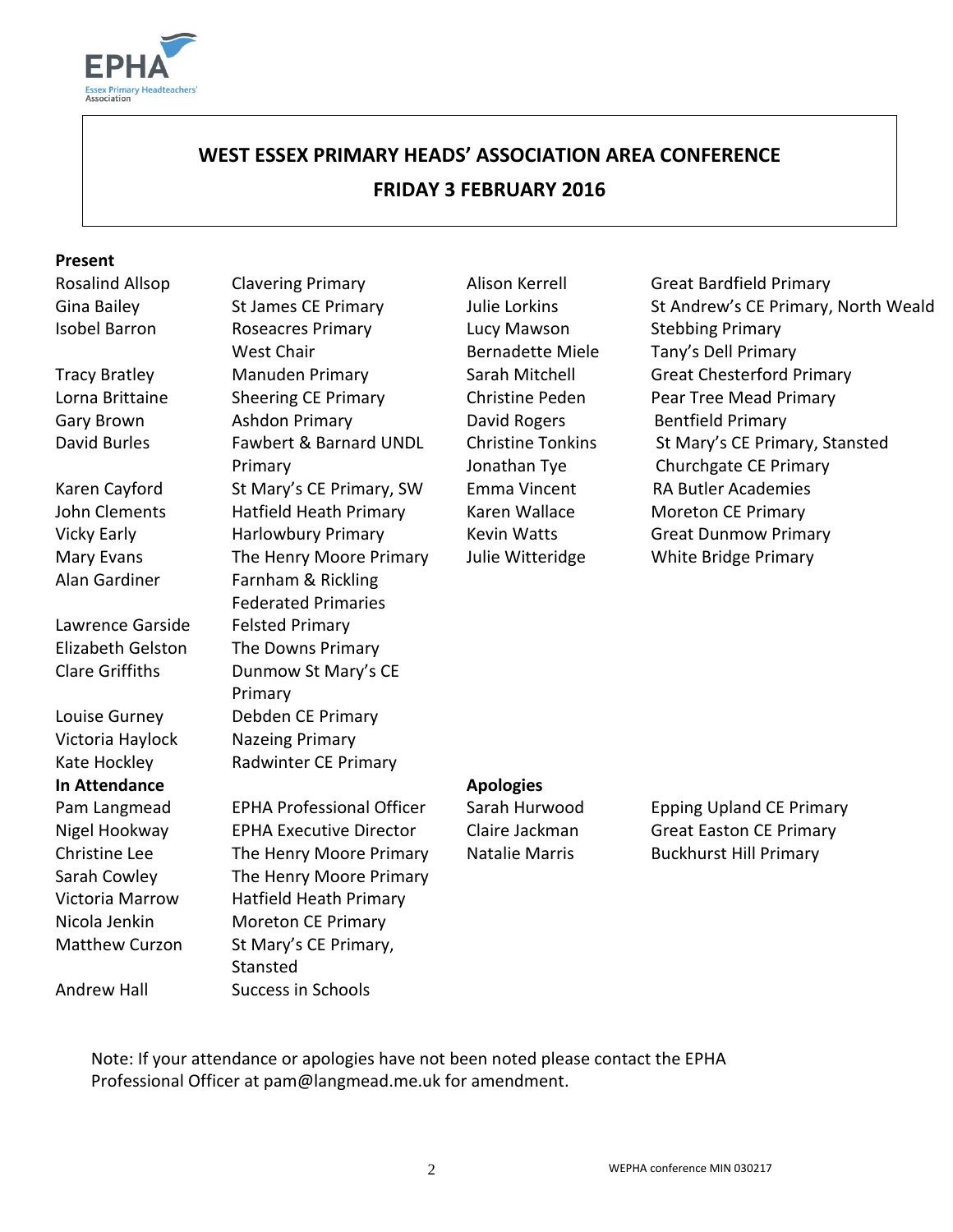## WEST ESSEX PRIMARY HEADS' ASSOCIATION AREA CONFERENCE
## FRIDAY 3 FEBRUARY 2016

**Present**

| Name | School |
|---|---|
| Rosalind Allsop | Clavering Primary |
| Gina Bailey | St James CE Primary |
| Isobel Barron | Roseacres Primary West Chair |
| Tracy Bratley | Manuden Primary |
| Lorna Brittaine | Sheering CE Primary |
| Gary Brown | Ashdon Primary |
| David Burles | Fawbert & Barnard UNDL Primary |
| Karen Cayford | St Mary's CE Primary, SW |
| John Clements | Hatfield Heath Primary |
| Vicky Early | Harlowbury Primary |
| Mary Evans | The Henry Moore Primary |
| Alan Gardiner | Farnham & Rickling Federated Primaries |
| Lawrence Garside | Felsted Primary |
| Elizabeth Gelston | The Downs Primary |
| Clare Griffiths | Dunmow St Mary's CE Primary |
| Louise Gurney | Debden CE Primary |
| Victoria Haylock | Nazeing Primary |
| Kate Hockley | Radwinter CE Primary |
| Alison Kerrell | Great Bardfield Primary |
| Julie Lorkins | St Andrew's CE Primary, North Weald |
| Lucy Mawson | Stebbing Primary |
| Bernadette Miele | Tany's Dell Primary |
| Sarah Mitchell | Great Chesterford Primary |
| Christine Peden | Pear Tree Mead Primary |
| David Rogers | Bentfield Primary |
| Christine Tonkins | St Mary's CE Primary, Stansted |
| Jonathan Tye | Churchgate CE Primary |
| Emma Vincent | RA Butler Academies |
| Karen Wallace | Moreton CE Primary |
| Kevin Watts | Great Dunmow Primary |
| Julie Witteridge | White Bridge Primary |

**In Attendance**

| Name | Role / School |
|---|---|
| Pam Langmead | EPHA Professional Officer |
| Nigel Hookway | EPHA Executive Director |
| Christine Lee | The Henry Moore Primary |
| Sarah Cowley | The Henry Moore Primary |
| Victoria Marrow | Hatfield Heath Primary |
| Nicola Jenkin | Moreton CE Primary |
| Matthew Curzon | St Mary's CE Primary, Stansted |
| Andrew Hall | Success in Schools |

**Apologies**

| Name | School |
|---|---|
| Sarah Hurwood | Epping Upland CE Primary |
| Claire Jackman | Great Easton CE Primary |
| Natalie Marris | Buckhurst Hill Primary |

Note: If your attendance or apologies have not been noted please contact the EPHA Professional Officer at pam@langmead.me.uk for amendment.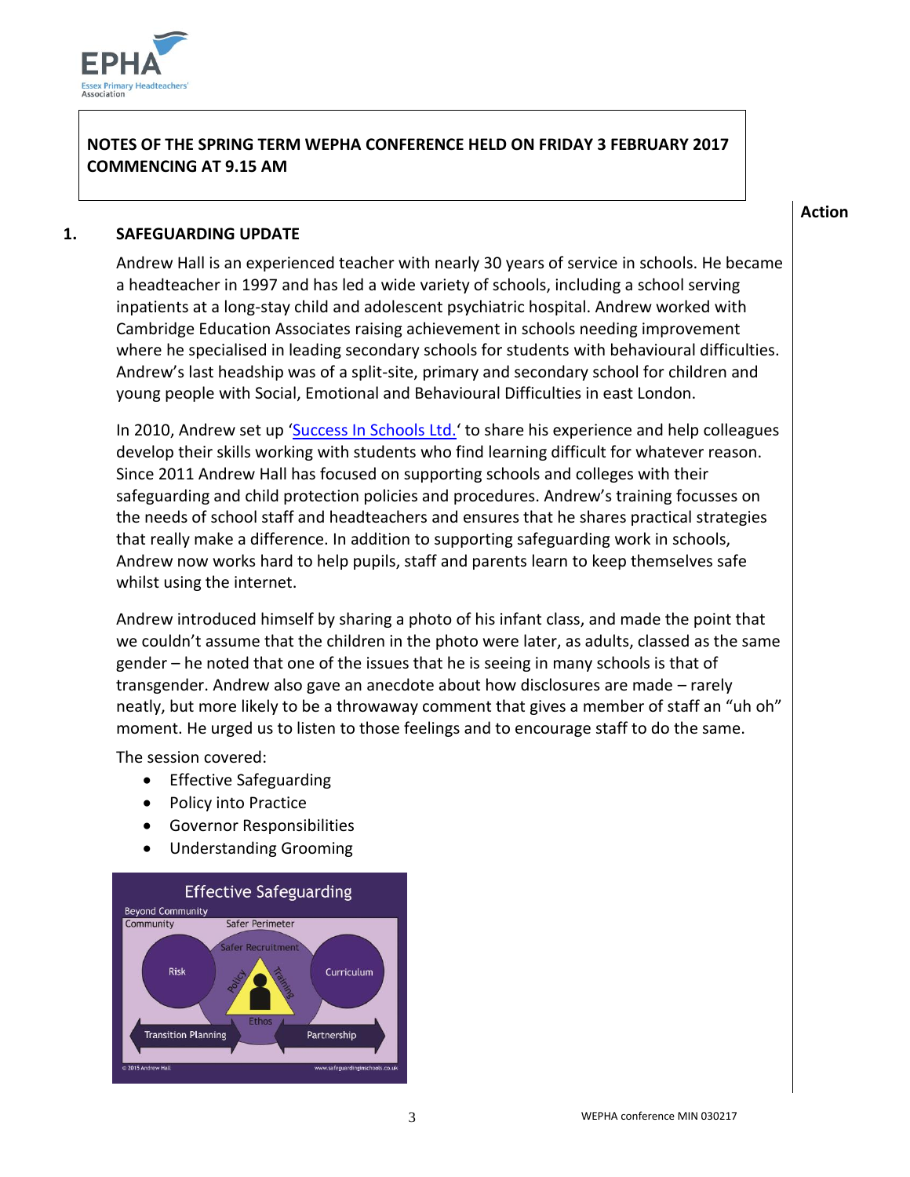**NOTES OF THE SPRING TERM WEPHA CONFERENCE HELD ON FRIDAY 3 FEBRUARY 2017 COMMENCING AT 9.15 AM**

Action

## 1. SAFEGUARDING UPDATE

Andrew Hall is an experienced teacher with nearly 30 years of service in schools. He became a headteacher in 1997 and has led a wide variety of schools, including a school serving inpatients at a long-stay child and adolescent psychiatric hospital. Andrew worked with Cambridge Education Associates raising achievement in schools needing improvement where he specialised in leading secondary schools for students with behavioural difficulties. Andrew's last headship was of a split-site, primary and secondary school for children and young people with Social, Emotional and Behavioural Difficulties in east London.

In 2010, Andrew set up 'Success In Schools Ltd.' to share his experience and help colleagues develop their skills working with students who find learning difficult for whatever reason. Since 2011 Andrew Hall has focused on supporting schools and colleges with their safeguarding and child protection policies and procedures. Andrew's training focusses on the needs of school staff and headteachers and ensures that he shares practical strategies that really make a difference. In addition to supporting safeguarding work in schools, Andrew now works hard to help pupils, staff and parents learn to keep themselves safe whilst using the internet.

Andrew introduced himself by sharing a photo of his infant class, and made the point that we couldn't assume that the children in the photo were later, as adults, classed as the same gender – he noted that one of the issues that he is seeing in many schools is that of transgender. Andrew also gave an anecdote about how disclosures are made – rarely neatly, but more likely to be a throwaway comment that gives a member of staff an "uh oh" moment. He urged us to listen to those feelings and to encourage staff to do the same.

The session covered:

- Effective Safeguarding
- Policy into Practice
- Governor Responsibilities
- Understanding Grooming

Effective Safeguarding

Beyond Community
Community
Safer Perimeter
Safer Recruitment
Risk
Curriculum
Policy
Training
Ethos
Transition Planning
Partnership

© 2015 Andrew Hall
www.safeguardinginschools.co.uk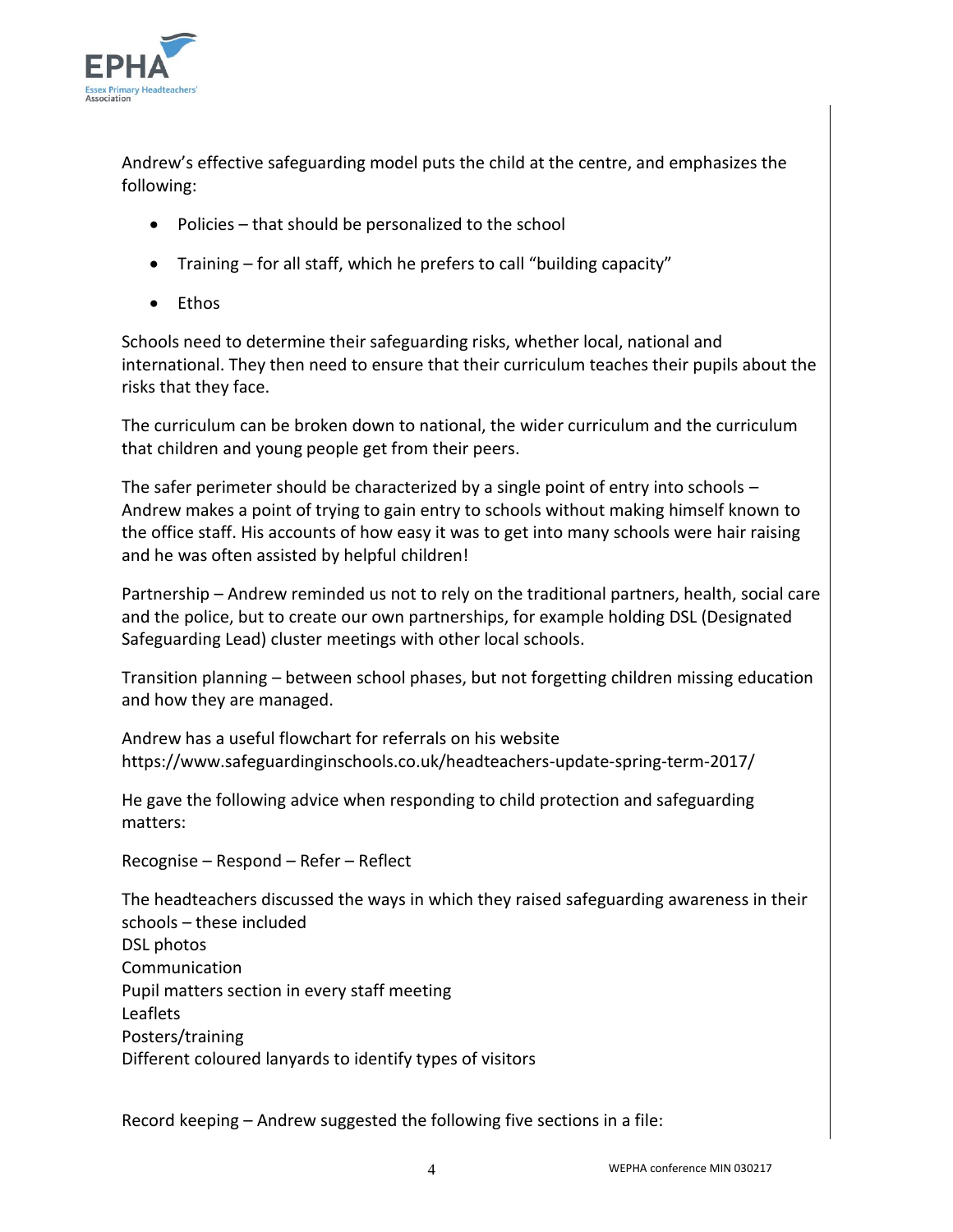Andrew's effective safeguarding model puts the child at the centre, and emphasizes the following:

- Policies – that should be personalized to the school
- Training – for all staff, which he prefers to call "building capacity"
- Ethos

Schools need to determine their safeguarding risks, whether local, national and international. They then need to ensure that their curriculum teaches their pupils about the risks that they face.

The curriculum can be broken down to national, the wider curriculum and the curriculum that children and young people get from their peers.

The safer perimeter should be characterized by a single point of entry into schools – Andrew makes a point of trying to gain entry to schools without making himself known to the office staff. His accounts of how easy it was to get into many schools were hair raising and he was often assisted by helpful children!

Partnership – Andrew reminded us not to rely on the traditional partners, health, social care and the police, but to create our own partnerships, for example holding DSL (Designated Safeguarding Lead) cluster meetings with other local schools.

Transition planning – between school phases, but not forgetting children missing education and how they are managed.

Andrew has a useful flowchart for referrals on his website https://www.safeguardinginschools.co.uk/headteachers-update-spring-term-2017/

He gave the following advice when responding to child protection and safeguarding matters:

Recognise – Respond – Refer – Reflect

The headteachers discussed the ways in which they raised safeguarding awareness in their schools – these included
DSL photos
Communication
Pupil matters section in every staff meeting
Leaflets
Posters/training
Different coloured lanyards to identify types of visitors

Record keeping – Andrew suggested the following five sections in a file: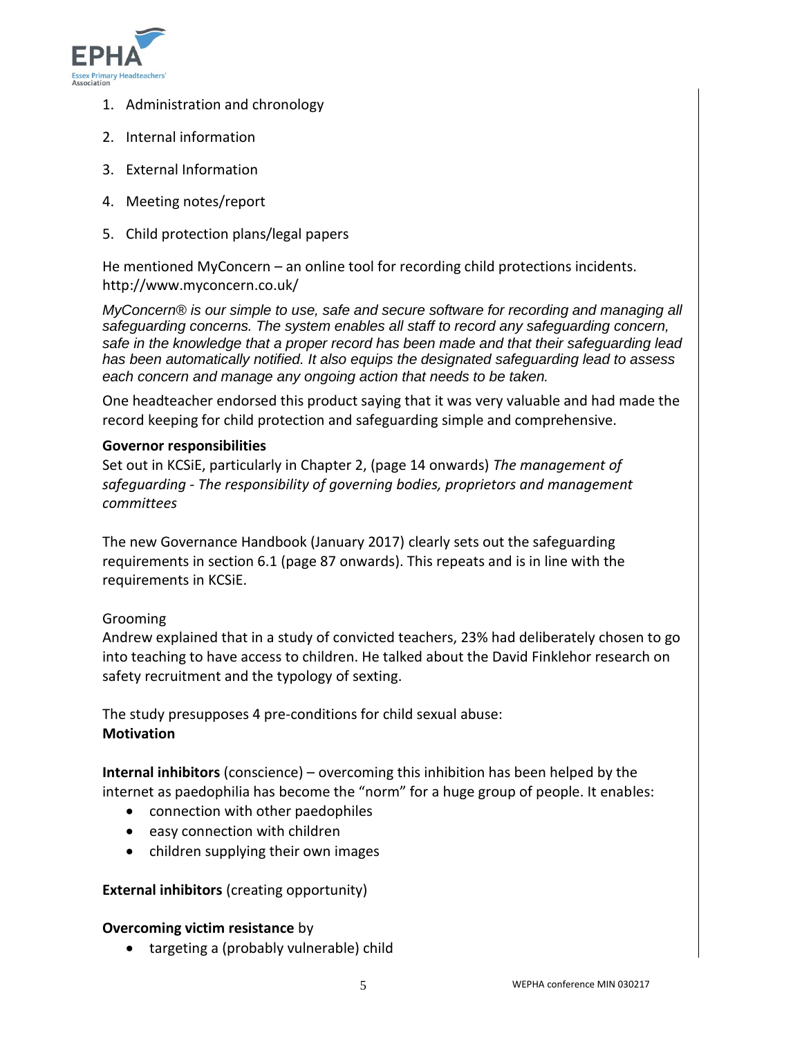1. Administration and chronology
2. Internal information
3. External Information
4. Meeting notes/report
5. Child protection plans/legal papers

He mentioned MyConcern – an online tool for recording child protections incidents. http://www.myconcern.co.uk/

*MyConcern® is our simple to use, safe and secure software for recording and managing all safeguarding concerns. The system enables all staff to record any safeguarding concern, safe in the knowledge that a proper record has been made and that their safeguarding lead has been automatically notified. It also equips the designated safeguarding lead to assess each concern and manage any ongoing action that needs to be taken.*

One headteacher endorsed this product saying that it was very valuable and had made the record keeping for child protection and safeguarding simple and comprehensive.

**Governor responsibilities**
Set out in KCSiE, particularly in Chapter 2, (page 14 onwards) *The management of safeguarding - The responsibility of governing bodies, proprietors and management committees*

The new Governance Handbook (January 2017) clearly sets out the safeguarding requirements in section 6.1 (page 87 onwards). This repeats and is in line with the requirements in KCSiE.

Grooming
Andrew explained that in a study of convicted teachers, 23% had deliberately chosen to go into teaching to have access to children. He talked about the David Finklehor research on safety recruitment and the typology of sexting.

The study presupposes 4 pre-conditions for child sexual abuse:
**Motivation**

**Internal inhibitors** (conscience) – overcoming this inhibition has been helped by the internet as paedophilia has become the "norm" for a huge group of people. It enables:

- connection with other paedophiles
- easy connection with children
- children supplying their own images

**External inhibitors** (creating opportunity)

**Overcoming victim resistance** by

- targeting a (probably vulnerable) child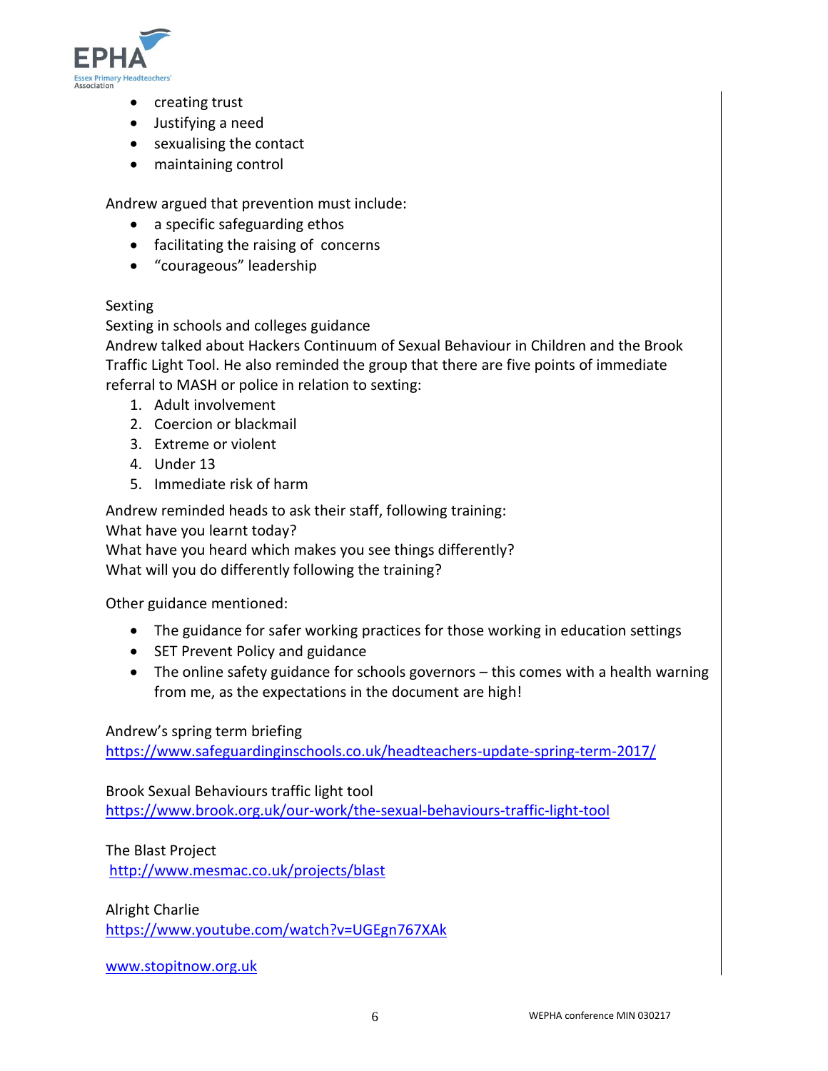- creating trust
- Justifying a need
- sexualising the contact
- maintaining control

Andrew argued that prevention must include:

- a specific safeguarding ethos
- facilitating the raising of concerns
- "courageous" leadership

Sexting

Sexting in schools and colleges guidance

Andrew talked about Hackers Continuum of Sexual Behaviour in Children and the Brook Traffic Light Tool. He also reminded the group that there are five points of immediate referral to MASH or police in relation to sexting:

1. Adult involvement
2. Coercion or blackmail
3. Extreme or violent
4. Under 13
5. Immediate risk of harm

Andrew reminded heads to ask their staff, following training:
What have you learnt today?
What have you heard which makes you see things differently?
What will you do differently following the training?

Other guidance mentioned:

- The guidance for safer working practices for those working in education settings
- SET Prevent Policy and guidance
- The online safety guidance for schools governors – this comes with a health warning from me, as the expectations in the document are high!

Andrew's spring term briefing
https://www.safeguardinginschools.co.uk/headteachers-update-spring-term-2017/

Brook Sexual Behaviours traffic light tool
https://www.brook.org.uk/our-work/the-sexual-behaviours-traffic-light-tool

The Blast Project
http://www.mesmac.co.uk/projects/blast

Alright Charlie
https://www.youtube.com/watch?v=UGEgn767XAk

www.stopitnow.org.uk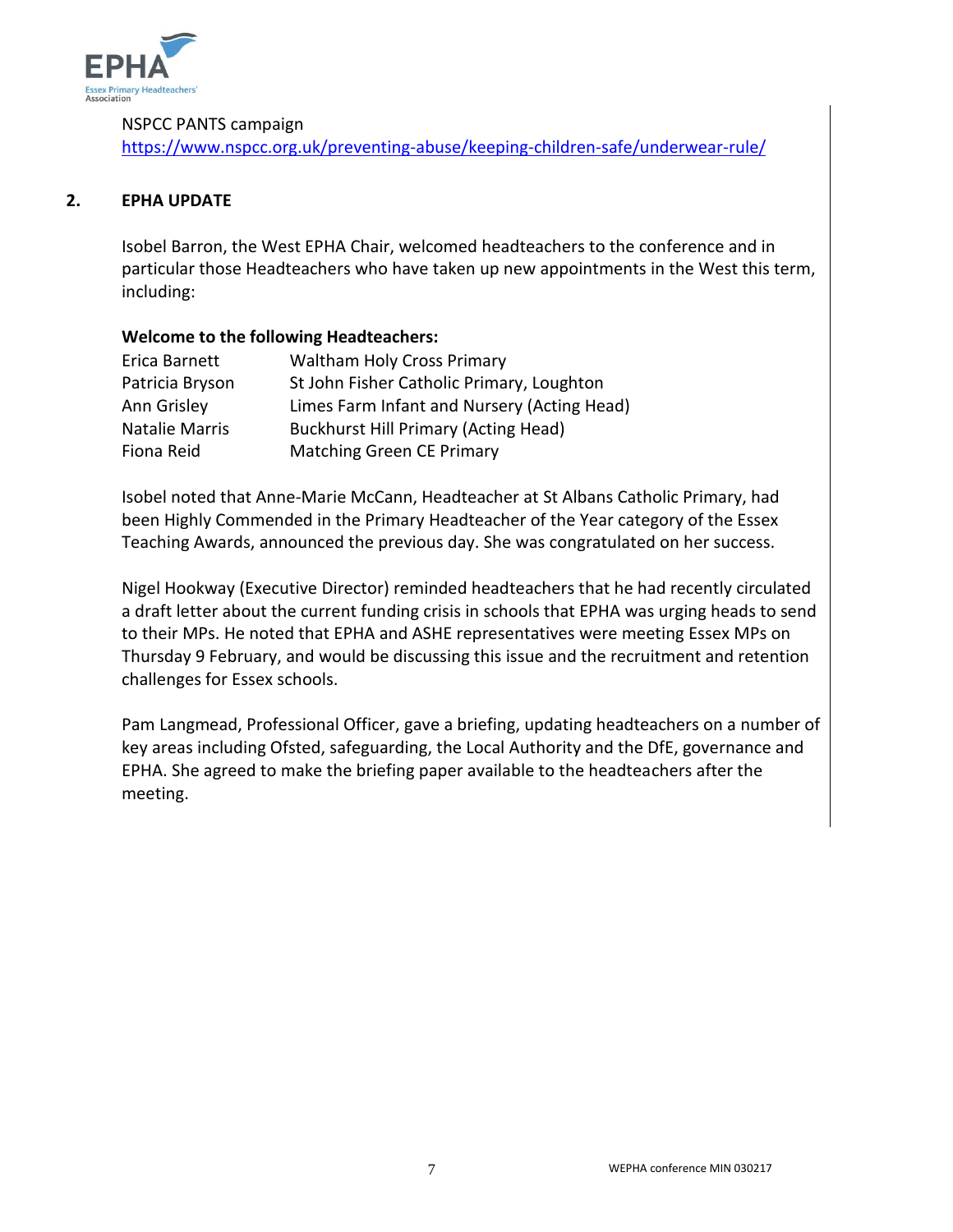NSPCC PANTS campaign
https://www.nspcc.org.uk/preventing-abuse/keeping-children-safe/underwear-rule/

## 2. EPHA UPDATE

Isobel Barron, the West EPHA Chair, welcomed headteachers to the conference and in particular those Headteachers who have taken up new appointments in the West this term, including:

**Welcome to the following Headteachers:**

| | |
|---|---|
| Erica Barnett | Waltham Holy Cross Primary |
| Patricia Bryson | St John Fisher Catholic Primary, Loughton |
| Ann Grisley | Limes Farm Infant and Nursery (Acting Head) |
| Natalie Marris | Buckhurst Hill Primary (Acting Head) |
| Fiona Reid | Matching Green CE Primary |

Isobel noted that Anne-Marie McCann, Headteacher at St Albans Catholic Primary, had been Highly Commended in the Primary Headteacher of the Year category of the Essex Teaching Awards, announced the previous day. She was congratulated on her success.

Nigel Hookway (Executive Director) reminded headteachers that he had recently circulated a draft letter about the current funding crisis in schools that EPHA was urging heads to send to their MPs. He noted that EPHA and ASHE representatives were meeting Essex MPs on Thursday 9 February, and would be discussing this issue and the recruitment and retention challenges for Essex schools.

Pam Langmead, Professional Officer, gave a briefing, updating headteachers on a number of key areas including Ofsted, safeguarding, the Local Authority and the DfE, governance and EPHA. She agreed to make the briefing paper available to the headteachers after the meeting.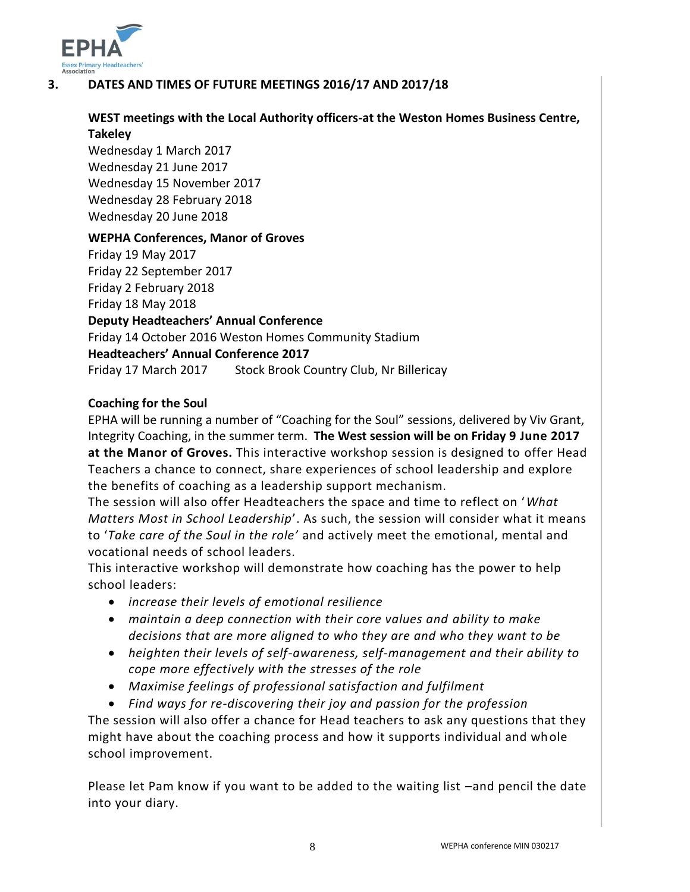## 3. DATES AND TIMES OF FUTURE MEETINGS 2016/17 AND 2017/18

**WEST meetings with the Local Authority officers-at the Weston Homes Business Centre, Takeley**

Wednesday 1 March 2017
Wednesday 21 June 2017
Wednesday 15 November 2017
Wednesday 28 February 2018
Wednesday 20 June 2018

**WEPHA Conferences, Manor of Groves**

Friday 19 May 2017
Friday 22 September 2017
Friday 2 February 2018
Friday 18 May 2018

**Deputy Headteachers' Annual Conference**

Friday 14 October 2016 Weston Homes Community Stadium

**Headteachers' Annual Conference 2017**

Friday 17 March 2017 Stock Brook Country Club, Nr Billericay

**Coaching for the Soul**

EPHA will be running a number of "Coaching for the Soul" sessions, delivered by Viv Grant, Integrity Coaching, in the summer term. **The West session will be on Friday 9 June 2017 at the Manor of Groves.** This interactive workshop session is designed to offer Head Teachers a chance to connect, share experiences of school leadership and explore the benefits of coaching as a leadership support mechanism.

The session will also offer Headteachers the space and time to reflect on '*What Matters Most in School Leadership*'. As such, the session will consider what it means to '*Take care of the Soul in the role'* and actively meet the emotional, mental and vocational needs of school leaders.

This interactive workshop will demonstrate how coaching has the power to help school leaders:

- *increase their levels of emotional resilience*
- *maintain a deep connection with their core values and ability to make decisions that are more aligned to who they are and who they want to be*
- *heighten their levels of self-awareness, self-management and their ability to cope more effectively with the stresses of the role*
- *Maximise feelings of professional satisfaction and fulfilment*
- *Find ways for re-discovering their joy and passion for the profession*

The session will also offer a chance for Head teachers to ask any questions that they might have about the coaching process and how it supports individual and whole school improvement.

Please let Pam know if you want to be added to the waiting list –and pencil the date into your diary.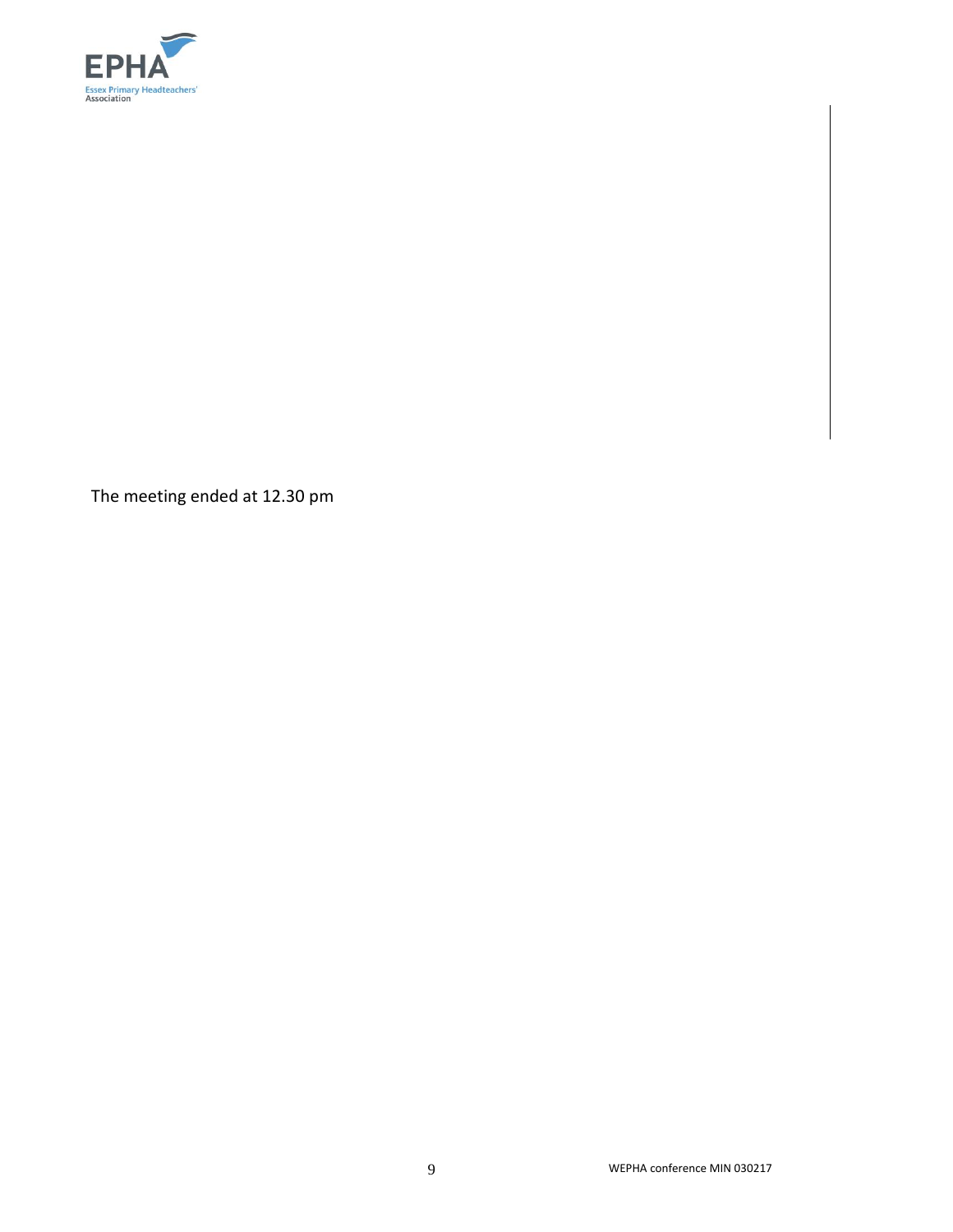The meeting ended at 12.30 pm